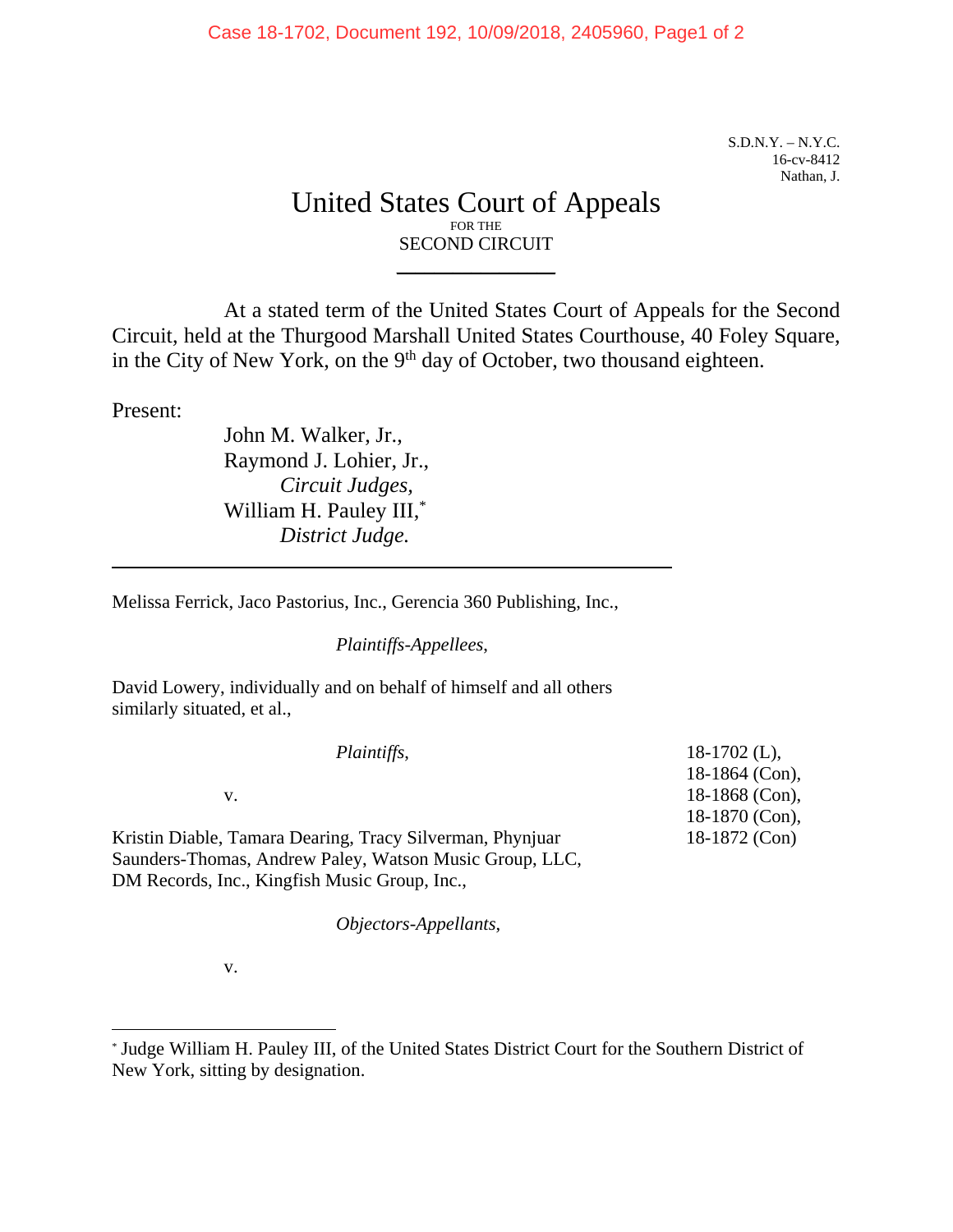S.D.N.Y. – N.Y.C.
16-cv-8412
Nathan, J.

# United States Court of Appeals
FOR THE
SECOND CIRCUIT

At a stated term of the United States Court of Appeals for the Second Circuit, held at the Thurgood Marshall United States Courthouse, 40 Foley Square, in the City of New York, on the 9th day of October, two thousand eighteen.

Present:

John M. Walker, Jr.,
Raymond J. Lohier, Jr.,
*Circuit Judges,*
William H. Pauley III,*
*District Judge.*

---

Melissa Ferrick, Jaco Pastorius, Inc., Gerencia 360 Publishing, Inc.,

*Plaintiffs-Appellees,*

David Lowery, individually and on behalf of himself and all others similarly situated, et al.,

*Plaintiffs,*

v.

Kristin Diable, Tamara Dearing, Tracy Silverman, Phynjuar Saunders-Thomas, Andrew Paley, Watson Music Group, LLC, DM Records, Inc., Kingfish Music Group, Inc.,

*Objectors-Appellants,*

v.

18-1702 (L),
18-1864 (Con),
18-1868 (Con),
18-1870 (Con),
18-1872 (Con)

---

* Judge William H. Pauley III, of the United States District Court for the Southern District of New York, sitting by designation.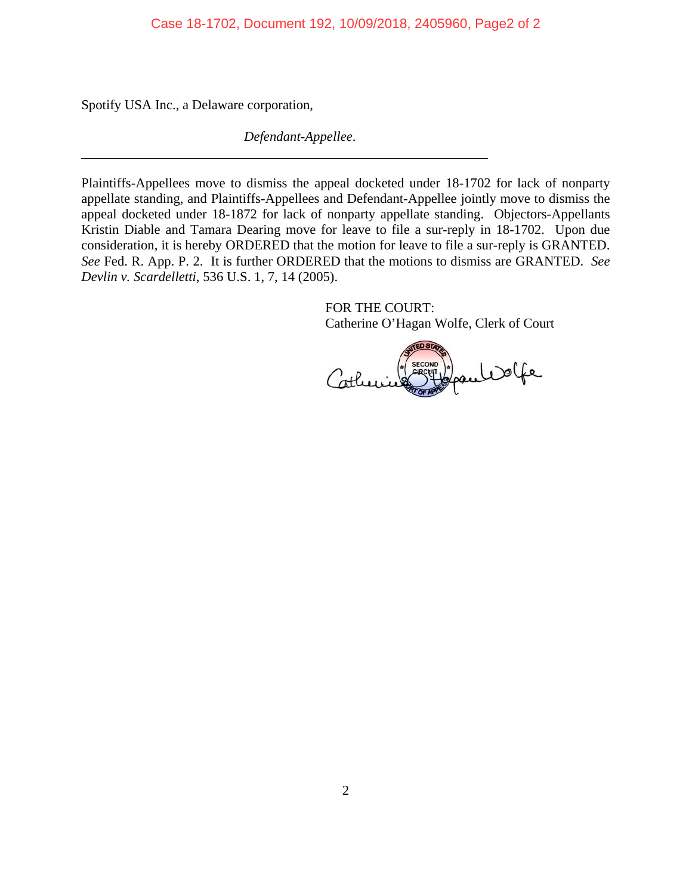Spotify USA Inc., a Delaware corporation,

*Defendant-Appellee*.

---

Plaintiffs-Appellees move to dismiss the appeal docketed under 18-1702 for lack of nonparty appellate standing, and Plaintiffs-Appellees and Defendant-Appellee jointly move to dismiss the appeal docketed under 18-1872 for lack of nonparty appellate standing. Objectors-Appellants Kristin Diable and Tamara Dearing move for leave to file a sur-reply in 18-1702. Upon due consideration, it is hereby ORDERED that the motion for leave to file a sur-reply is GRANTED. *See* Fed. R. App. P. 2. It is further ORDERED that the motions to dismiss are GRANTED. *See* *Devlin v. Scardelletti*, 536 U.S. 1, 7, 14 (2005).

FOR THE COURT:
Catherine O'Hagan Wolfe, Clerk of Court